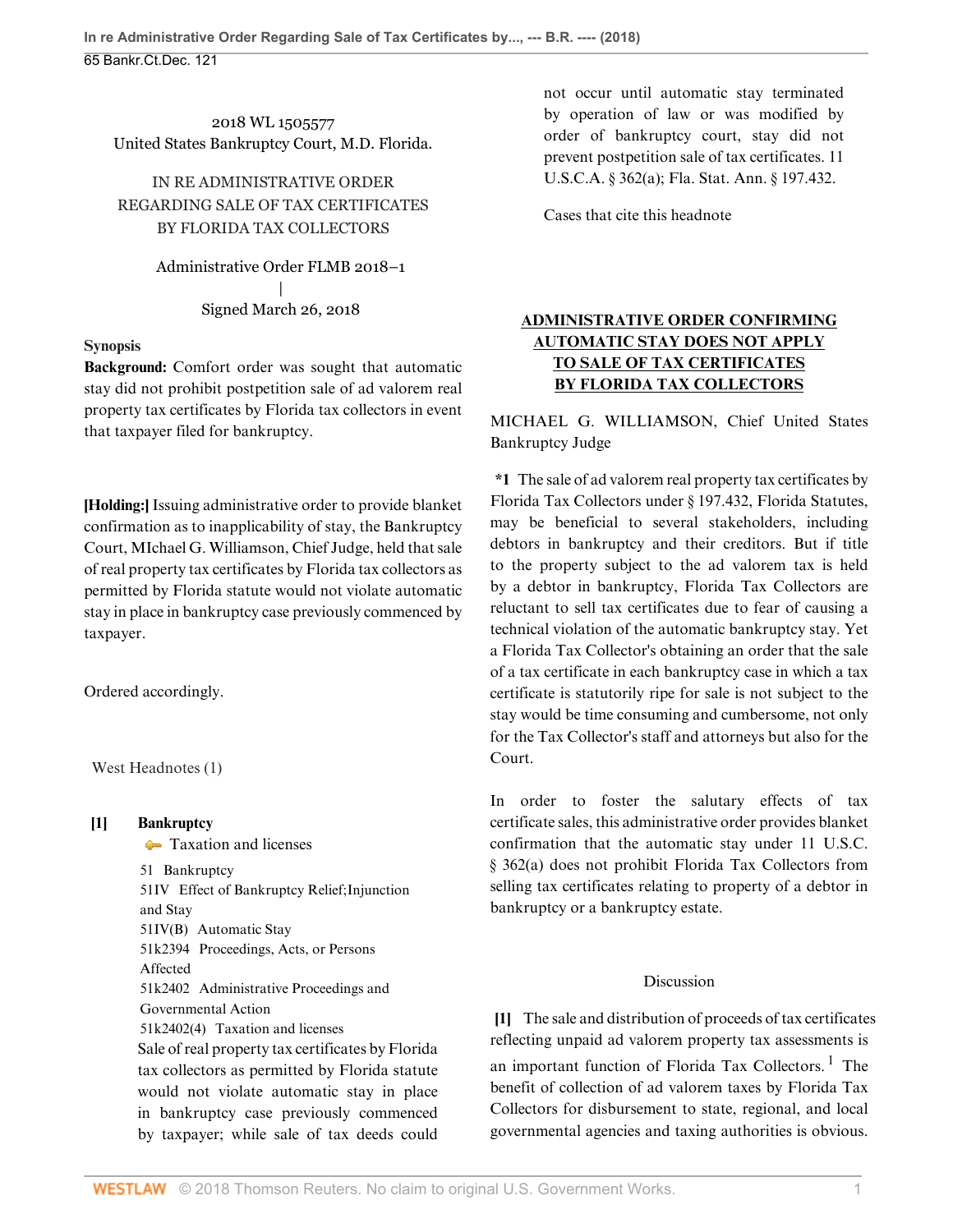2018 WL 1505577
United States Bankruptcy Court, M.D. Florida.

IN RE ADMINISTRATIVE ORDER REGARDING SALE OF TAX CERTIFICATES BY FLORIDA TAX COLLECTORS

Administrative Order FLMB 2018–1
|
Signed March 26, 2018

**Synopsis**

**Background:** Comfort order was sought that automatic stay did not prohibit postpetition sale of ad valorem real property tax certificates by Florida tax collectors in event that taxpayer filed for bankruptcy.

**[Holding:]** Issuing administrative order to provide blanket confirmation as to inapplicability of stay, the Bankruptcy Court, MIchael G. Williamson, Chief Judge, held that sale of real property tax certificates by Florida tax collectors as permitted by Florida statute would not violate automatic stay in place in bankruptcy case previously commenced by taxpayer.

Ordered accordingly.

West Headnotes (1)

**[1]** **Bankruptcy**
Taxation and licenses

51 Bankruptcy
51IV Effect of Bankruptcy Relief;Injunction and Stay
51IV(B) Automatic Stay
51k2394 Proceedings, Acts, or Persons Affected
51k2402 Administrative Proceedings and Governmental Action
51k2402(4) Taxation and licenses

Sale of real property tax certificates by Florida tax collectors as permitted by Florida statute would not violate automatic stay in place in bankruptcy case previously commenced by taxpayer; while sale of tax deeds could not occur until automatic stay terminated by operation of law or was modified by order of bankruptcy court, stay did not prevent postpetition sale of tax certificates. 11 U.S.C.A. § 362(a); Fla. Stat. Ann. § 197.432.

Cases that cite this headnote

## ADMINISTRATIVE ORDER CONFIRMING AUTOMATIC STAY DOES NOT APPLY TO SALE OF TAX CERTIFICATES BY FLORIDA TAX COLLECTORS

MICHAEL G. WILLIAMSON, Chief United States Bankruptcy Judge

**\*1** The sale of ad valorem real property tax certificates by Florida Tax Collectors under § 197.432, Florida Statutes, may be beneficial to several stakeholders, including debtors in bankruptcy and their creditors. But if title to the property subject to the ad valorem tax is held by a debtor in bankruptcy, Florida Tax Collectors are reluctant to sell tax certificates due to fear of causing a technical violation of the automatic bankruptcy stay. Yet a Florida Tax Collector's obtaining an order that the sale of a tax certificate in each bankruptcy case in which a tax certificate is statutorily ripe for sale is not subject to the stay would be time consuming and cumbersome, not only for the Tax Collector's staff and attorneys but also for the Court.

In order to foster the salutary effects of tax certificate sales, this administrative order provides blanket confirmation that the automatic stay under 11 U.S.C. § 362(a) does not prohibit Florida Tax Collectors from selling tax certificates relating to property of a debtor in bankruptcy or a bankruptcy estate.

### Discussion

**[1]** The sale and distribution of proceeds of tax certificates reflecting unpaid ad valorem property tax assessments is an important function of Florida Tax Collectors.[1] The benefit of collection of ad valorem taxes by Florida Tax Collectors for disbursement to state, regional, and local governmental agencies and taxing authorities is obvious.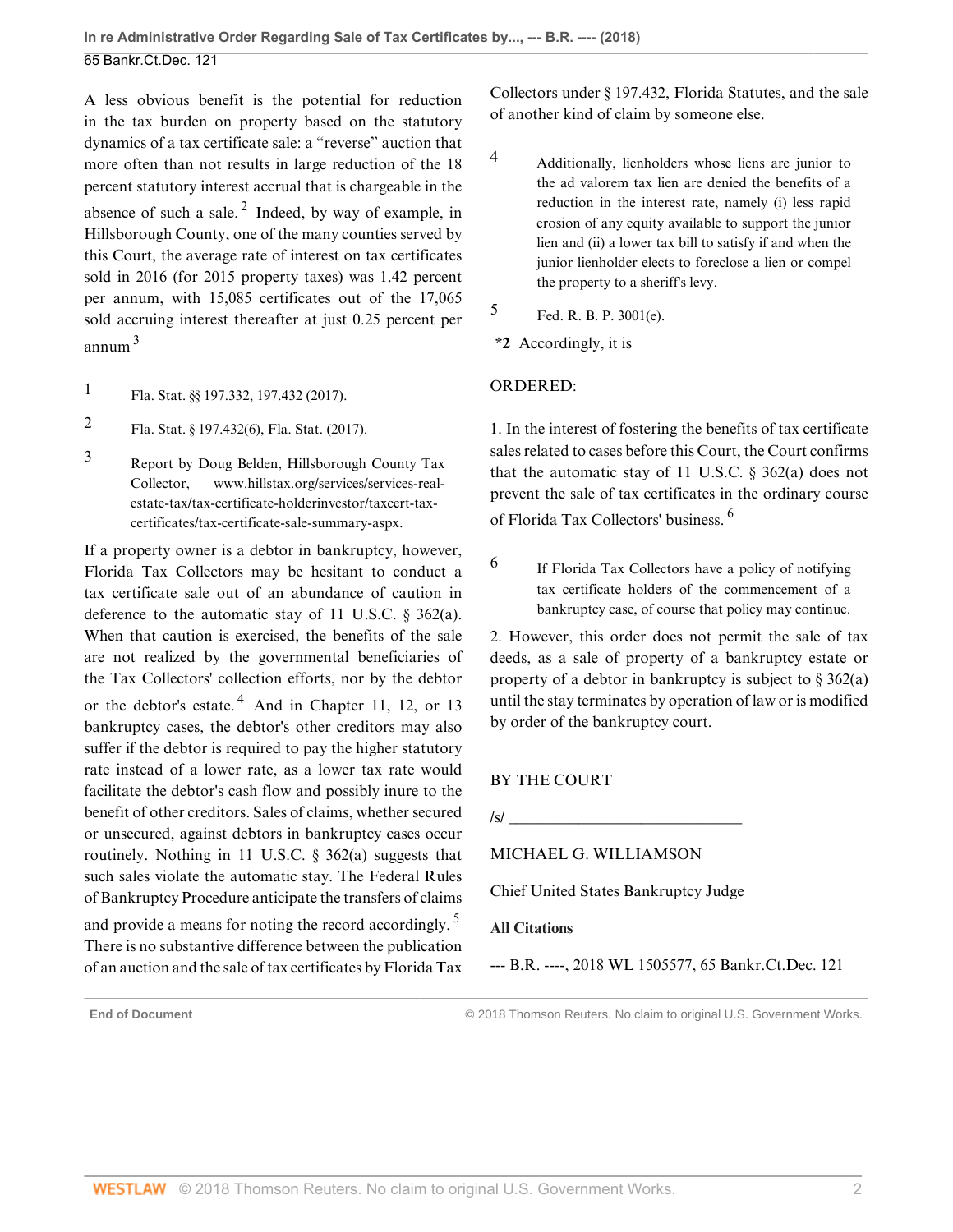A less obvious benefit is the potential for reduction in the tax burden on property based on the statutory dynamics of a tax certificate sale: a "reverse" auction that more often than not results in large reduction of the 18 percent statutory interest accrual that is chargeable in the absence of such a sale.[2] Indeed, by way of example, in Hillsborough County, one of the many counties served by this Court, the average rate of interest on tax certificates sold in 2016 (for 2015 property taxes) was 1.42 percent per annum, with 15,085 certificates out of the 17,065 sold accruing interest thereafter at just 0.25 percent per annum[3]

1 Fla. Stat. §§ 197.332, 197.432 (2017).

2 Fla. Stat. § 197.432(6), Fla. Stat. (2017).

3 Report by Doug Belden, Hillsborough County Tax Collector, www.hillstax.org/services/services-real-estate-tax/tax-certificate-holderinvestor/taxcert-tax-certificates/tax-certificate-sale-summary-aspx.

If a property owner is a debtor in bankruptcy, however, Florida Tax Collectors may be hesitant to conduct a tax certificate sale out of an abundance of caution in deference to the automatic stay of 11 U.S.C. § 362(a). When that caution is exercised, the benefits of the sale are not realized by the governmental beneficiaries of the Tax Collectors' collection efforts, nor by the debtor or the debtor's estate.[4] And in Chapter 11, 12, or 13 bankruptcy cases, the debtor's other creditors may also suffer if the debtor is required to pay the higher statutory rate instead of a lower rate, as a lower tax rate would facilitate the debtor's cash flow and possibly inure to the benefit of other creditors. Sales of claims, whether secured or unsecured, against debtors in bankruptcy cases occur routinely. Nothing in 11 U.S.C. § 362(a) suggests that such sales violate the automatic stay. The Federal Rules of Bankruptcy Procedure anticipate the transfers of claims and provide a means for noting the record accordingly.[5] There is no substantive difference between the publication of an auction and the sale of tax certificates by Florida Tax Collectors under § 197.432, Florida Statutes, and the sale of another kind of claim by someone else.

4 Additionally, lienholders whose liens are junior to the ad valorem tax lien are denied the benefits of a reduction in the interest rate, namely (i) less rapid erosion of any equity available to support the junior lien and (ii) a lower tax bill to satisfy if and when the junior lienholder elects to foreclose a lien or compel the property to a sheriff's levy.

5 Fed. R. B. P. 3001(e).

**\*2** Accordingly, it is

ORDERED:

1. In the interest of fostering the benefits of tax certificate sales related to cases before this Court, the Court confirms that the automatic stay of 11 U.S.C. § 362(a) does not prevent the sale of tax certificates in the ordinary course of Florida Tax Collectors' business.[6]

6 If Florida Tax Collectors have a policy of notifying tax certificate holders of the commencement of a bankruptcy case, of course that policy may continue.

2. However, this order does not permit the sale of tax deeds, as a sale of property of a bankruptcy estate or property of a debtor in bankruptcy is subject to § 362(a) until the stay terminates by operation of law or is modified by order of the bankruptcy court.

BY THE COURT

/s/ ______________________________

MICHAEL G. WILLIAMSON

Chief United States Bankruptcy Judge

**All Citations**

--- B.R. ----, 2018 WL 1505577, 65 Bankr.Ct.Dec. 121

**End of Document** © 2018 Thomson Reuters. No claim to original U.S. Government Works.